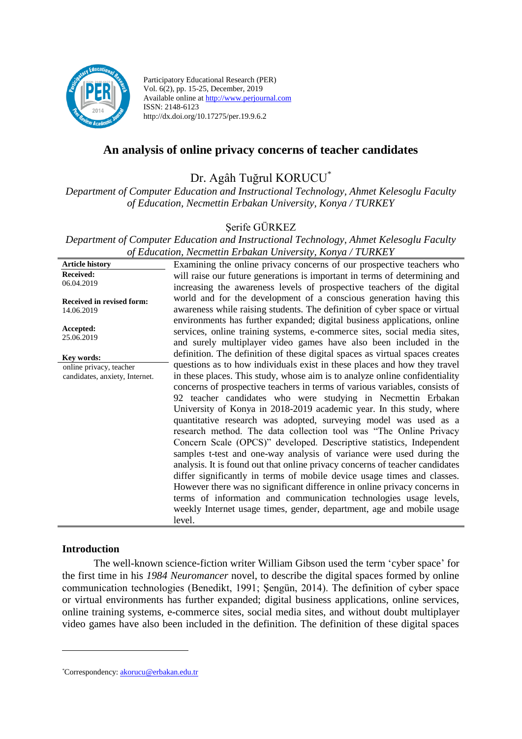Participatory Educational Research (PER)
Vol. 6(2), pp. 15-25, December, 2019
Available online at http://www.perjournal.com
ISSN: 2148-6123
http://dx.doi.org/10.17275/per.19.9.6.2

# An analysis of online privacy concerns of teacher candidates

Dr. Agâh Tuğrul KORUCU[*]

*Department of Computer Education and Instructional Technology, Ahmet Kelesoglu Faculty of Education, Necmettin Erbakan University, Konya / TURKEY*

Şerife GÜRKEZ

*Department of Computer Education and Instructional Technology, Ahmet Kelesoglu Faculty of Education, Necmettin Erbakan University, Konya / TURKEY*

**Article history**

**Received:**
06.04.2019

**Received in revised form:**
14.06.2019

**Accepted:**
25.06.2019

**Key words:**
online privacy, teacher candidates, anxiety, Internet.

Examining the online privacy concerns of our prospective teachers who will raise our future generations is important in terms of determining and increasing the awareness levels of prospective teachers of the digital world and for the development of a conscious generation having this awareness while raising students. The definition of cyber space or virtual environments has further expanded; digital business applications, online services, online training systems, e-commerce sites, social media sites, and surely multiplayer video games have also been included in the definition. The definition of these digital spaces as virtual spaces creates questions as to how individuals exist in these places and how they travel in these places. This study, whose aim is to analyze online confidentiality concerns of prospective teachers in terms of various variables, consists of 92 teacher candidates who were studying in Necmettin Erbakan University of Konya in 2018-2019 academic year. In this study, where quantitative research was adopted, surveying model was used as a research method. The data collection tool was "The Online Privacy Concern Scale (OPCS)" developed. Descriptive statistics, Independent samples t-test and one-way analysis of variance were used during the analysis. It is found out that online privacy concerns of teacher candidates differ significantly in terms of mobile device usage times and classes. However there was no significant difference in online privacy concerns in terms of information and communication technologies usage levels, weekly Internet usage times, gender, department, age and mobile usage level.

## Introduction

The well-known science-fiction writer William Gibson used the term 'cyber space' for the first time in his *1984 Neuromancer* novel, to describe the digital spaces formed by online communication technologies (Benedikt, 1991; Şengün, 2014). The definition of cyber space or virtual environments has further expanded; digital business applications, online services, online training systems, e-commerce sites, social media sites, and without doubt multiplayer video games have also been included in the definition. The definition of these digital spaces

[*]Correspondency: akorucu@erbakan.edu.tr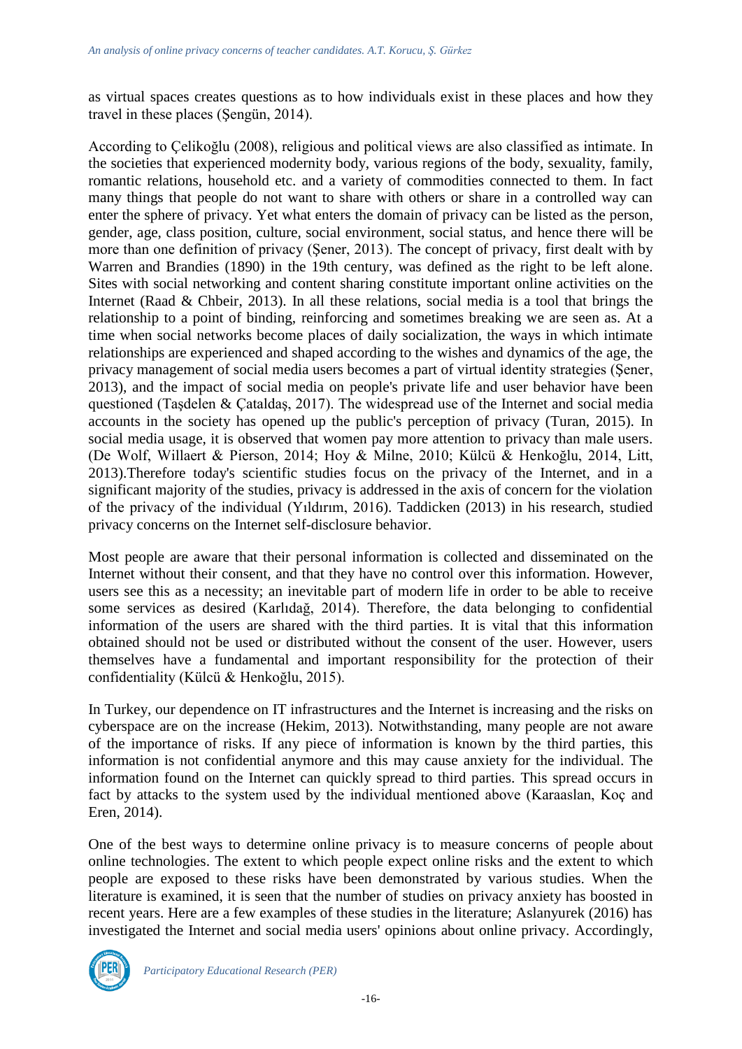as virtual spaces creates questions as to how individuals exist in these places and how they travel in these places (Şengün, 2014).

According to Çelikoğlu (2008), religious and political views are also classified as intimate. In the societies that experienced modernity body, various regions of the body, sexuality, family, romantic relations, household etc. and a variety of commodities connected to them. In fact many things that people do not want to share with others or share in a controlled way can enter the sphere of privacy. Yet what enters the domain of privacy can be listed as the person, gender, age, class position, culture, social environment, social status, and hence there will be more than one definition of privacy (Şener, 2013). The concept of privacy, first dealt with by Warren and Brandies (1890) in the 19th century, was defined as the right to be left alone. Sites with social networking and content sharing constitute important online activities on the Internet (Raad & Chbeir, 2013). In all these relations, social media is a tool that brings the relationship to a point of binding, reinforcing and sometimes breaking we are seen as. At a time when social networks become places of daily socialization, the ways in which intimate relationships are experienced and shaped according to the wishes and dynamics of the age, the privacy management of social media users becomes a part of virtual identity strategies (Şener, 2013), and the impact of social media on people's private life and user behavior have been questioned (Taşdelen & Çataldaş, 2017). The widespread use of the Internet and social media accounts in the society has opened up the public's perception of privacy (Turan, 2015). In social media usage, it is observed that women pay more attention to privacy than male users. (De Wolf, Willaert & Pierson, 2014; Hoy & Milne, 2010; Külcü & Henkoğlu, 2014, Litt, 2013).Therefore today's scientific studies focus on the privacy of the Internet, and in a significant majority of the studies, privacy is addressed in the axis of concern for the violation of the privacy of the individual (Yıldırım, 2016). Taddicken (2013) in his research, studied privacy concerns on the Internet self-disclosure behavior.

Most people are aware that their personal information is collected and disseminated on the Internet without their consent, and that they have no control over this information. However, users see this as a necessity; an inevitable part of modern life in order to be able to receive some services as desired (Karlıdağ, 2014). Therefore, the data belonging to confidential information of the users are shared with the third parties. It is vital that this information obtained should not be used or distributed without the consent of the user. However, users themselves have a fundamental and important responsibility for the protection of their confidentiality (Külcü & Henkoğlu, 2015).

In Turkey, our dependence on IT infrastructures and the Internet is increasing and the risks on cyberspace are on the increase (Hekim, 2013). Notwithstanding, many people are not aware of the importance of risks. If any piece of information is known by the third parties, this information is not confidential anymore and this may cause anxiety for the individual. The information found on the Internet can quickly spread to third parties. This spread occurs in fact by attacks to the system used by the individual mentioned above (Karaaslan, Koç and Eren, 2014).

One of the best ways to determine online privacy is to measure concerns of people about online technologies. The extent to which people expect online risks and the extent to which people are exposed to these risks have been demonstrated by various studies. When the literature is examined, it is seen that the number of studies on privacy anxiety has boosted in recent years. Here are a few examples of these studies in the literature; Aslanyurek (2016) has investigated the Internet and social media users' opinions about online privacy. Accordingly,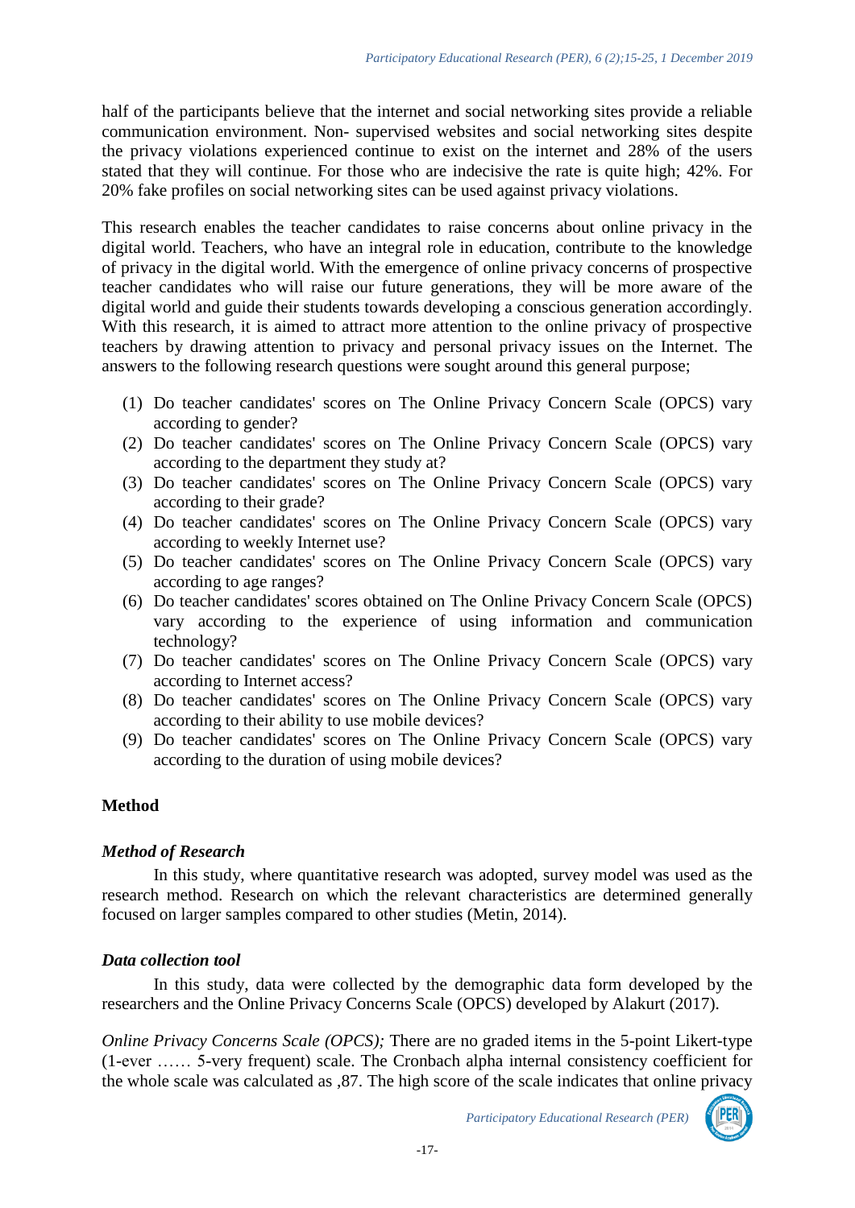half of the participants believe that the internet and social networking sites provide a reliable communication environment. Non- supervised websites and social networking sites despite the privacy violations experienced continue to exist on the internet and 28% of the users stated that they will continue. For those who are indecisive the rate is quite high; 42%. For 20% fake profiles on social networking sites can be used against privacy violations.

This research enables the teacher candidates to raise concerns about online privacy in the digital world. Teachers, who have an integral role in education, contribute to the knowledge of privacy in the digital world. With the emergence of online privacy concerns of prospective teacher candidates who will raise our future generations, they will be more aware of the digital world and guide their students towards developing a conscious generation accordingly. With this research, it is aimed to attract more attention to the online privacy of prospective teachers by drawing attention to privacy and personal privacy issues on the Internet. The answers to the following research questions were sought around this general purpose;

(1) Do teacher candidates' scores on The Online Privacy Concern Scale (OPCS) vary according to gender?
(2) Do teacher candidates' scores on The Online Privacy Concern Scale (OPCS) vary according to the department they study at?
(3) Do teacher candidates' scores on The Online Privacy Concern Scale (OPCS) vary according to their grade?
(4) Do teacher candidates' scores on The Online Privacy Concern Scale (OPCS) vary according to weekly Internet use?
(5) Do teacher candidates' scores on The Online Privacy Concern Scale (OPCS) vary according to age ranges?
(6) Do teacher candidates' scores obtained on The Online Privacy Concern Scale (OPCS) vary according to the experience of using information and communication technology?
(7) Do teacher candidates' scores on The Online Privacy Concern Scale (OPCS) vary according to Internet access?
(8) Do teacher candidates' scores on The Online Privacy Concern Scale (OPCS) vary according to their ability to use mobile devices?
(9) Do teacher candidates' scores on The Online Privacy Concern Scale (OPCS) vary according to the duration of using mobile devices?

## Method

### *Method of Research*

In this study, where quantitative research was adopted, survey model was used as the research method. Research on which the relevant characteristics are determined generally focused on larger samples compared to other studies (Metin, 2014).

### *Data collection tool*

In this study, data were collected by the demographic data form developed by the researchers and the Online Privacy Concerns Scale (OPCS) developed by Alakurt (2017).

*Online Privacy Concerns Scale (OPCS);* There are no graded items in the 5-point Likert-type (1-ever …… 5-very frequent) scale. The Cronbach alpha internal consistency coefficient for the whole scale was calculated as ,87. The high score of the scale indicates that online privacy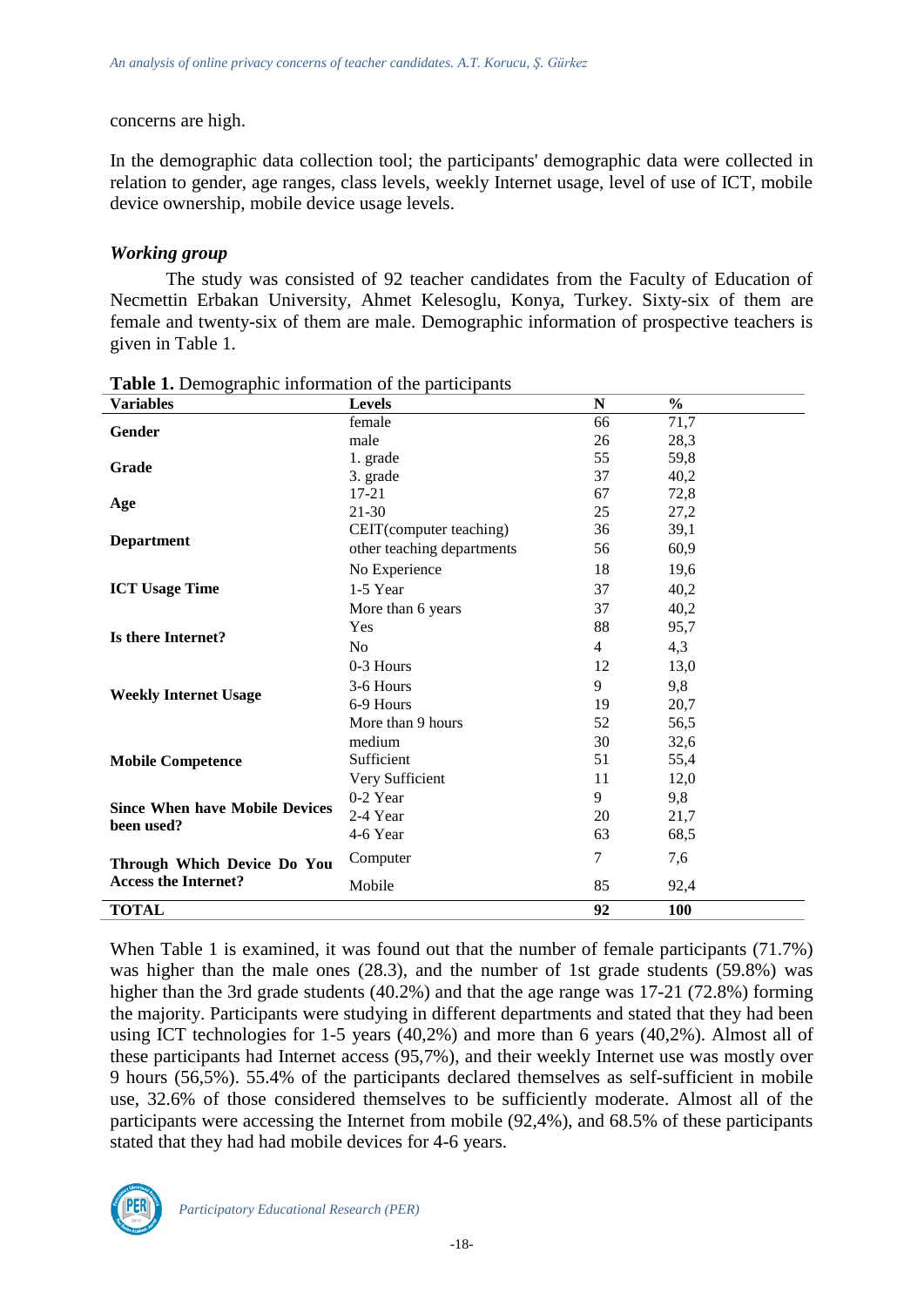concerns are high.

In the demographic data collection tool; the participants' demographic data were collected in relation to gender, age ranges, class levels, weekly Internet usage, level of use of ICT, mobile device ownership, mobile device usage levels.

### *Working group*

The study was consisted of 92 teacher candidates from the Faculty of Education of Necmettin Erbakan University, Ahmet Kelesoglu, Konya, Turkey. Sixty-six of them are female and twenty-six of them are male. Demographic information of prospective teachers is given in Table 1.

**Table 1.** Demographic information of the participants

| Variables | Levels | N | % |
|---|---|---|---|
| **Gender** | female | 66 | 71,7 |
| | male | 26 | 28,3 |
| **Grade** | 1. grade | 55 | 59,8 |
| | 3. grade | 37 | 40,2 |
| **Age** | 17-21 | 67 | 72,8 |
| | 21-30 | 25 | 27,2 |
| **Department** | CEIT(computer teaching) | 36 | 39,1 |
| | other teaching departments | 56 | 60,9 |
| **ICT Usage Time** | No Experience | 18 | 19,6 |
| | 1-5 Year | 37 | 40,2 |
| | More than 6 years | 37 | 40,2 |
| **Is there Internet?** | Yes | 88 | 95,7 |
| | No | 4 | 4,3 |
| **Weekly Internet Usage** | 0-3 Hours | 12 | 13,0 |
| | 3-6 Hours | 9 | 9,8 |
| | 6-9 Hours | 19 | 20,7 |
| | More than 9 hours | 52 | 56,5 |
| **Mobile Competence** | medium | 30 | 32,6 |
| | Sufficient | 51 | 55,4 |
| | Very Sufficient | 11 | 12,0 |
| **Since When have Mobile Devices been used?** | 0-2 Year | 9 | 9,8 |
| | 2-4 Year | 20 | 21,7 |
| | 4-6 Year | 63 | 68,5 |
| **Through Which Device Do You Access the Internet?** | Computer | 7 | 7,6 |
| | Mobile | 85 | 92,4 |
| **TOTAL** | | **92** | **100** |

When Table 1 is examined, it was found out that the number of female participants (71.7%) was higher than the male ones (28.3), and the number of 1st grade students (59.8%) was higher than the 3rd grade students (40.2%) and that the age range was 17-21 (72.8%) forming the majority. Participants were studying in different departments and stated that they had been using ICT technologies for 1-5 years (40,2%) and more than 6 years (40,2%). Almost all of these participants had Internet access (95,7%), and their weekly Internet use was mostly over 9 hours (56,5%). 55.4% of the participants declared themselves as self-sufficient in mobile use, 32.6% of those considered themselves to be sufficiently moderate. Almost all of the participants were accessing the Internet from mobile (92,4%), and 68.5% of these participants stated that they had had mobile devices for 4-6 years.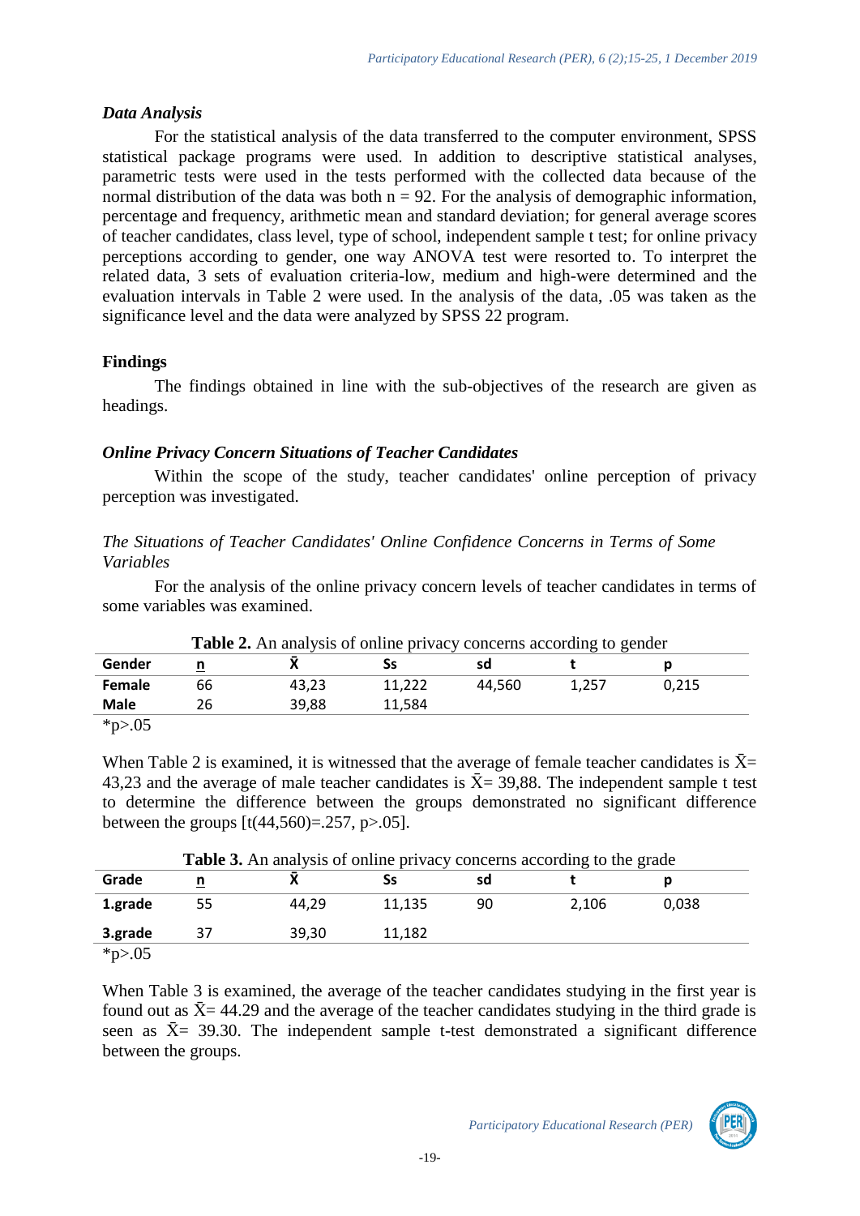### *Data Analysis*

For the statistical analysis of the data transferred to the computer environment, SPSS statistical package programs were used. In addition to descriptive statistical analyses, parametric tests were used in the tests performed with the collected data because of the normal distribution of the data was both n = 92. For the analysis of demographic information, percentage and frequency, arithmetic mean and standard deviation; for general average scores of teacher candidates, class level, type of school, independent sample t test; for online privacy perceptions according to gender, one way ANOVA test were resorted to. To interpret the related data, 3 sets of evaluation criteria-low, medium and high-were determined and the evaluation intervals in Table 2 were used. In the analysis of the data, .05 was taken as the significance level and the data were analyzed by SPSS 22 program.

## Findings

The findings obtained in line with the sub-objectives of the research are given as headings.

### *Online Privacy Concern Situations of Teacher Candidates*

Within the scope of the study, teacher candidates' online perception of privacy perception was investigated.

#### *The Situations of Teacher Candidates' Online Confidence Concerns in Terms of Some Variables*

For the analysis of the online privacy concern levels of teacher candidates in terms of some variables was examined.

**Table 2.** An analysis of online privacy concerns according to gender

| Gender | n | X̄ | Ss | sd | t | p |
|---|---|---|---|---|---|---|
| **Female** | 66 | 43,23 | 11,222 | 44,560 | 1,257 | 0,215 |
| **Male** | 26 | 39,88 | 11,584 | | | |

*p>.05

When Table 2 is examined, it is witnessed that the average of female teacher candidates is X̄= 43,23 and the average of male teacher candidates is X̄= 39,88. The independent sample t test to determine the difference between the groups demonstrated no significant difference between the groups [t(44,560)=.257, p>.05].

**Table 3.** An analysis of online privacy concerns according to the grade

| Grade | n | X̄ | Ss | sd | t | p |
|---|---|---|---|---|---|---|
| **1.grade** | 55 | 44,29 | 11,135 | 90 | 2,106 | 0,038 |
| **3.grade** | 37 | 39,30 | 11,182 | | | |

*p>.05

When Table 3 is examined, the average of the teacher candidates studying in the first year is found out as X̄= 44.29 and the average of the teacher candidates studying in the third grade is seen as X̄= 39.30. The independent sample t-test demonstrated a significant difference between the groups.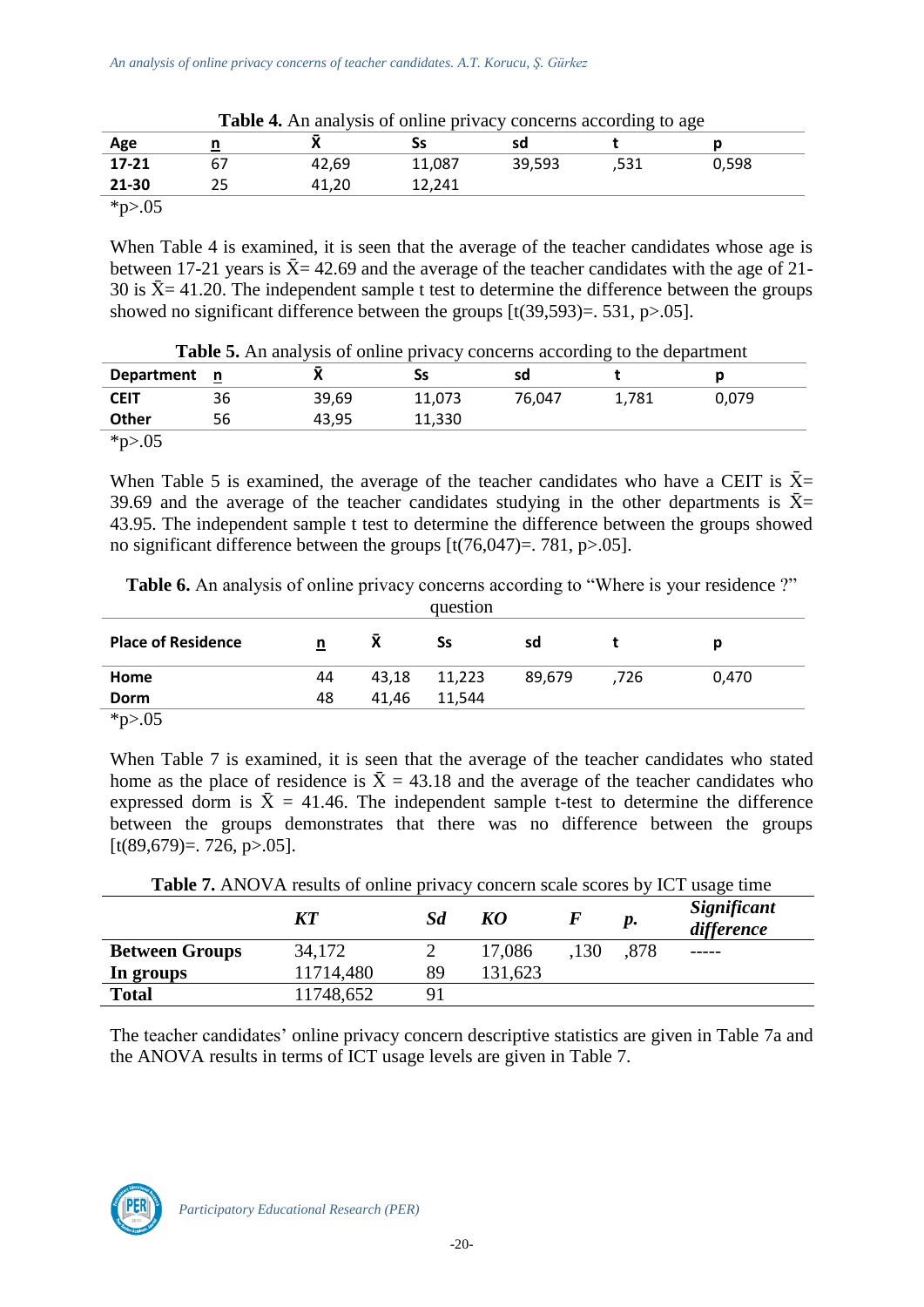**Table 4.** An analysis of online privacy concerns according to age

| Age | n | $\bar{X}$ | Ss | sd | t | p |
|---|---|---|---|---|---|---|
| **17-21** | 67 | 42,69 | 11,087 | 39,593 | ,531 | 0,598 |
| **21-30** | 25 | 41,20 | 12,241 | | | |

*p>.05

When Table 4 is examined, it is seen that the average of the teacher candidates whose age is between 17-21 years is $\bar{X}$= 42.69 and the average of the teacher candidates with the age of 21-30 is $\bar{X}$= 41.20. The independent sample t test to determine the difference between the groups showed no significant difference between the groups [t(39,593)=. 531, p>.05].

**Table 5.** An analysis of online privacy concerns according to the department

| Department | n | $\bar{X}$ | Ss | sd | t | p |
|---|---|---|---|---|---|---|
| **CEIT** | 36 | 39,69 | 11,073 | 76,047 | 1,781 | 0,079 |
| **Other** | 56 | 43,95 | 11,330 | | | |

*p>.05

When Table 5 is examined, the average of the teacher candidates who have a CEIT is $\bar{X}$= 39.69 and the average of the teacher candidates studying in the other departments is $\bar{X}$= 43.95. The independent sample t test to determine the difference between the groups showed no significant difference between the groups [t(76,047)=. 781, p>.05].

**Table 6.** An analysis of online privacy concerns according to "Where is your residence ?" question

| Place of Residence | n | $\bar{X}$ | Ss | sd | t | p |
|---|---|---|---|---|---|---|
| **Home** | 44 | 43,18 | 11,223 | 89,679 | ,726 | 0,470 |
| **Dorm** | 48 | 41,46 | 11,544 | | | |

*p>.05

When Table 7 is examined, it is seen that the average of the teacher candidates who stated home as the place of residence is $\bar{X}$ = 43.18 and the average of the teacher candidates who expressed dorm is $\bar{X}$ = 41.46. The independent sample t-test to determine the difference between the groups demonstrates that there was no difference between the groups [t(89,679)=. 726, p>.05].

**Table 7.** ANOVA results of online privacy concern scale scores by ICT usage time

| | *KT* | *Sd* | *KO* | *F* | *p.* | *Significant difference* |
|---|---|---|---|---|---|---|
| **Between Groups** | 34,172 | 2 | 17,086 | ,130 | ,878 | ----- |
| **In groups** | 11714,480 | 89 | 131,623 | | | |
| **Total** | 11748,652 | 91 | | | | |

The teacher candidates' online privacy concern descriptive statistics are given in Table 7a and the ANOVA results in terms of ICT usage levels are given in Table 7.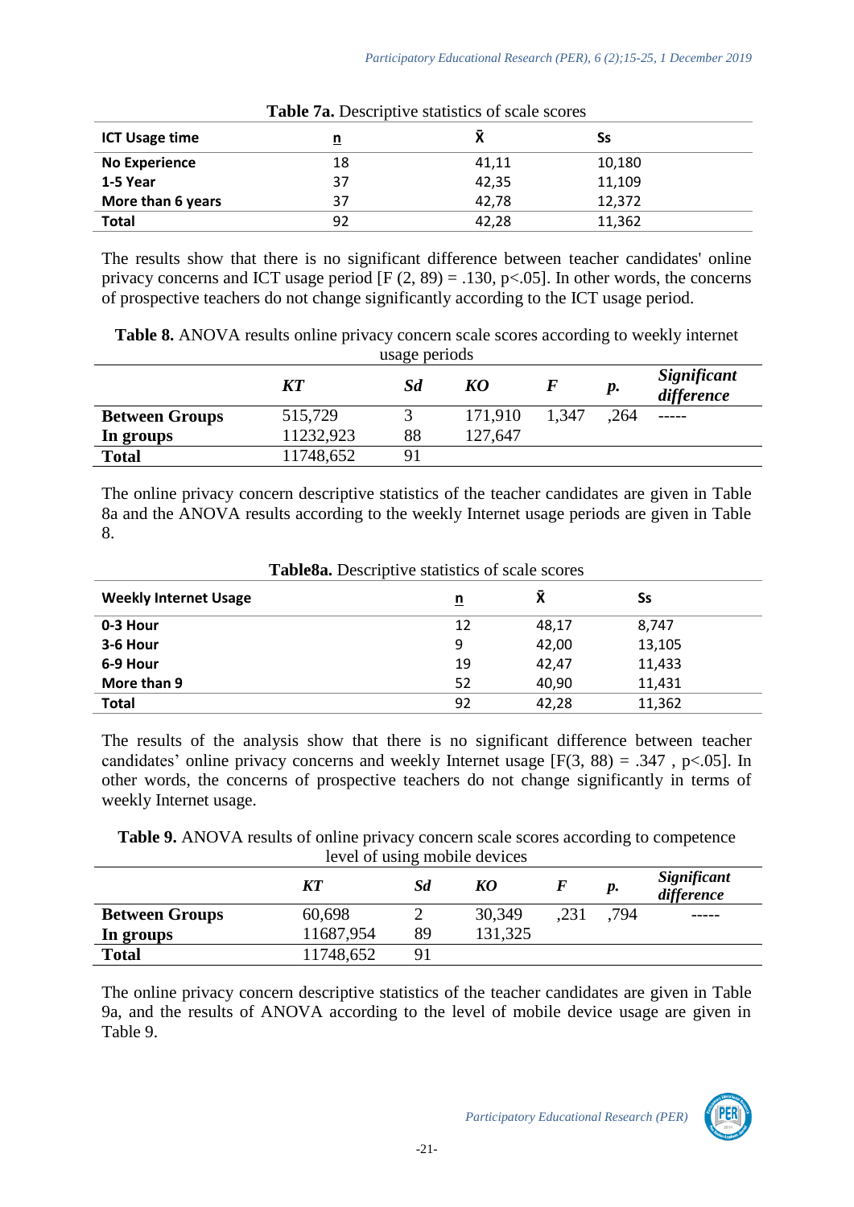**Table 7a.** Descriptive statistics of scale scores

| ICT Usage time | n | X̄ | Ss |
|---|---|---|---|
| **No Experience** | 18 | 41,11 | 10,180 |
| **1-5 Year** | 37 | 42,35 | 11,109 |
| **More than 6 years** | 37 | 42,78 | 12,372 |
| **Total** | 92 | 42,28 | 11,362 |

The results show that there is no significant difference between teacher candidates' online privacy concerns and ICT usage period [F (2, 89) = .130, p<.05]. In other words, the concerns of prospective teachers do not change significantly according to the ICT usage period.

**Table 8.** ANOVA results online privacy concern scale scores according to weekly internet usage periods

| | *KT* | *Sd* | *KO* | *F* | *p.* | *Significant difference* |
|---|---|---|---|---|---|---|
| **Between Groups** | 515,729 | 3 | 171,910 | 1,347 | ,264 | ----- |
| **In groups** | 11232,923 | 88 | 127,647 | | | |
| **Total** | 11748,652 | 91 | | | | |

The online privacy concern descriptive statistics of the teacher candidates are given in Table 8a and the ANOVA results according to the weekly Internet usage periods are given in Table 8.

**Table8a.** Descriptive statistics of scale scores

| Weekly Internet Usage | n | X̄ | Ss |
|---|---|---|---|
| **0-3 Hour** | 12 | 48,17 | 8,747 |
| **3-6 Hour** | 9 | 42,00 | 13,105 |
| **6-9 Hour** | 19 | 42,47 | 11,433 |
| **More than 9** | 52 | 40,90 | 11,431 |
| **Total** | 92 | 42,28 | 11,362 |

The results of the analysis show that there is no significant difference between teacher candidates' online privacy concerns and weekly Internet usage [F(3, 88) = .347 , p<.05]. In other words, the concerns of prospective teachers do not change significantly in terms of weekly Internet usage.

**Table 9.** ANOVA results of online privacy concern scale scores according to competence level of using mobile devices

| | *KT* | *Sd* | *KO* | *F* | *p.* | *Significant difference* |
|---|---|---|---|---|---|---|
| **Between Groups** | 60,698 | 2 | 30,349 | ,231 | ,794 | ----- |
| **In groups** | 11687,954 | 89 | 131,325 | | | |
| **Total** | 11748,652 | 91 | | | | |

The online privacy concern descriptive statistics of the teacher candidates are given in Table 9a, and the results of ANOVA according to the level of mobile device usage are given in Table 9.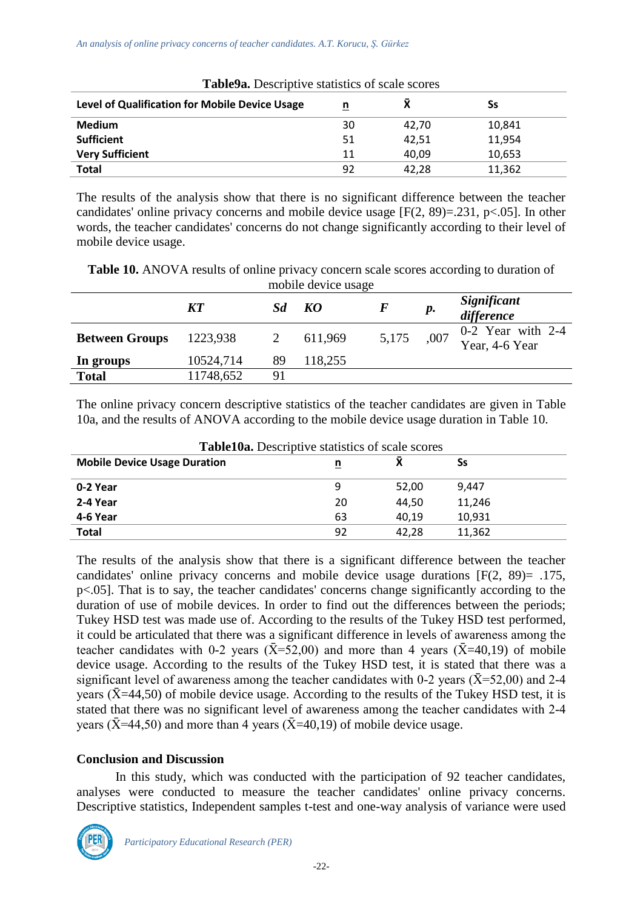**Table9a.** Descriptive statistics of scale scores

| Level of Qualification for Mobile Device Usage | n | X̄ | Ss |
|---|---|---|---|
| **Medium** | 30 | 42,70 | 10,841 |
| **Sufficient** | 51 | 42,51 | 11,954 |
| **Very Sufficient** | 11 | 40,09 | 10,653 |
| **Total** | 92 | 42,28 | 11,362 |

The results of the analysis show that there is no significant difference between the teacher candidates' online privacy concerns and mobile device usage [$F(2, 89)=.231$, $p<.05$]. In other words, the teacher candidates' concerns do not change significantly according to their level of mobile device usage.

**Table 10.** ANOVA results of online privacy concern scale scores according to duration of mobile device usage

| | *KT* | *Sd* | *KO* | *F* | *p.* | *Significant difference* |
|---|---|---|---|---|---|---|
| **Between Groups** | 1223,938 | 2 | 611,969 | 5,175 | ,007 | 0-2 Year with 2-4 Year, 4-6 Year |
| **In groups** | 10524,714 | 89 | 118,255 | | | |
| **Total** | 11748,652 | 91 | | | | |

The online privacy concern descriptive statistics of the teacher candidates are given in Table 10a, and the results of ANOVA according to the mobile device usage duration in Table 10.

**Table10a.** Descriptive statistics of scale scores

| Mobile Device Usage Duration | n | X̄ | Ss |
|---|---|---|---|
| **0-2 Year** | 9 | 52,00 | 9,447 |
| **2-4 Year** | 20 | 44,50 | 11,246 |
| **4-6 Year** | 63 | 40,19 | 10,931 |
| **Total** | 92 | 42,28 | 11,362 |

The results of the analysis show that there is a significant difference between the teacher candidates' online privacy concerns and mobile device usage durations [$F(2, 89)= .175$, $p<.05$]. That is to say, the teacher candidates' concerns change significantly according to the duration of use of mobile devices. In order to find out the differences between the periods; Tukey HSD test was made use of. According to the results of the Tukey HSD test performed, it could be articulated that there was a significant difference in levels of awareness among the teacher candidates with 0-2 years ($\bar{X}$=52,00) and more than 4 years ($\bar{X}$=40,19) of mobile device usage. According to the results of the Tukey HSD test, it is stated that there was a significant level of awareness among the teacher candidates with 0-2 years ($\bar{X}$=52,00) and 2-4 years ($\bar{X}$=44,50) of mobile device usage. According to the results of the Tukey HSD test, it is stated that there was no significant level of awareness among the teacher candidates with 2-4 years ($\bar{X}$=44,50) and more than 4 years ($\bar{X}$=40,19) of mobile device usage.

## Conclusion and Discussion

In this study, which was conducted with the participation of 92 teacher candidates, analyses were conducted to measure the teacher candidates' online privacy concerns. Descriptive statistics, Independent samples t-test and one-way analysis of variance were used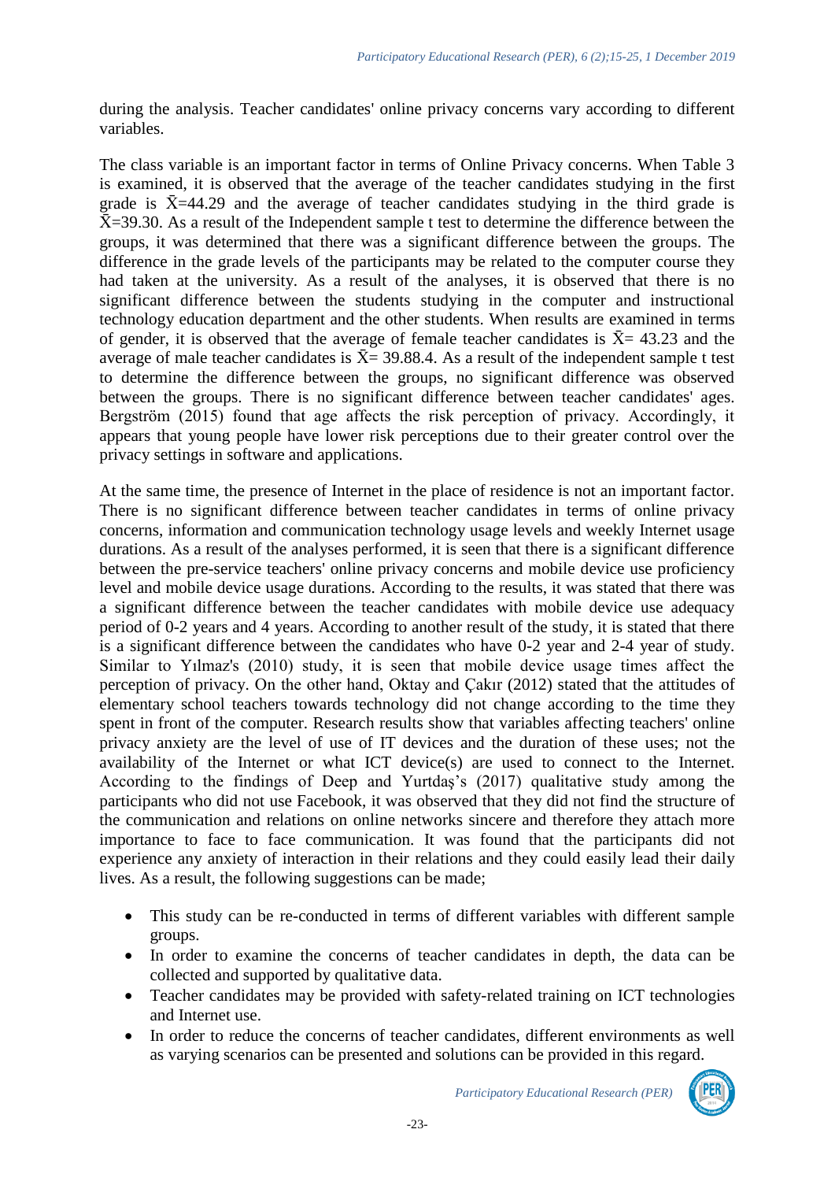during the analysis. Teacher candidates' online privacy concerns vary according to different variables.

The class variable is an important factor in terms of Online Privacy concerns. When Table 3 is examined, it is observed that the average of the teacher candidates studying in the first grade is $\bar{X}$=44.29 and the average of teacher candidates studying in the third grade is $\bar{X}$=39.30. As a result of the Independent sample t test to determine the difference between the groups, it was determined that there was a significant difference between the groups. The difference in the grade levels of the participants may be related to the computer course they had taken at the university. As a result of the analyses, it is observed that there is no significant difference between the students studying in the computer and instructional technology education department and the other students. When results are examined in terms of gender, it is observed that the average of female teacher candidates is $\bar{X}$= 43.23 and the average of male teacher candidates is $\bar{X}$= 39.88.4. As a result of the independent sample t test to determine the difference between the groups, no significant difference was observed between the groups. There is no significant difference between teacher candidates' ages. Bergström (2015) found that age affects the risk perception of privacy. Accordingly, it appears that young people have lower risk perceptions due to their greater control over the privacy settings in software and applications.

At the same time, the presence of Internet in the place of residence is not an important factor. There is no significant difference between teacher candidates in terms of online privacy concerns, information and communication technology usage levels and weekly Internet usage durations. As a result of the analyses performed, it is seen that there is a significant difference between the pre-service teachers' online privacy concerns and mobile device use proficiency level and mobile device usage durations. According to the results, it was stated that there was a significant difference between the teacher candidates with mobile device use adequacy period of 0-2 years and 4 years. According to another result of the study, it is stated that there is a significant difference between the candidates who have 0-2 year and 2-4 year of study. Similar to Yılmaz's (2010) study, it is seen that mobile device usage times affect the perception of privacy. On the other hand, Oktay and Çakır (2012) stated that the attitudes of elementary school teachers towards technology did not change according to the time they spent in front of the computer. Research results show that variables affecting teachers' online privacy anxiety are the level of use of IT devices and the duration of these uses; not the availability of the Internet or what ICT device(s) are used to connect to the Internet. According to the findings of Deep and Yurtdaş's (2017) qualitative study among the participants who did not use Facebook, it was observed that they did not find the structure of the communication and relations on online networks sincere and therefore they attach more importance to face to face communication. It was found that the participants did not experience any anxiety of interaction in their relations and they could easily lead their daily lives. As a result, the following suggestions can be made;

- This study can be re-conducted in terms of different variables with different sample groups.
- In order to examine the concerns of teacher candidates in depth, the data can be collected and supported by qualitative data.
- Teacher candidates may be provided with safety-related training on ICT technologies and Internet use.
- In order to reduce the concerns of teacher candidates, different environments as well as varying scenarios can be presented and solutions can be provided in this regard.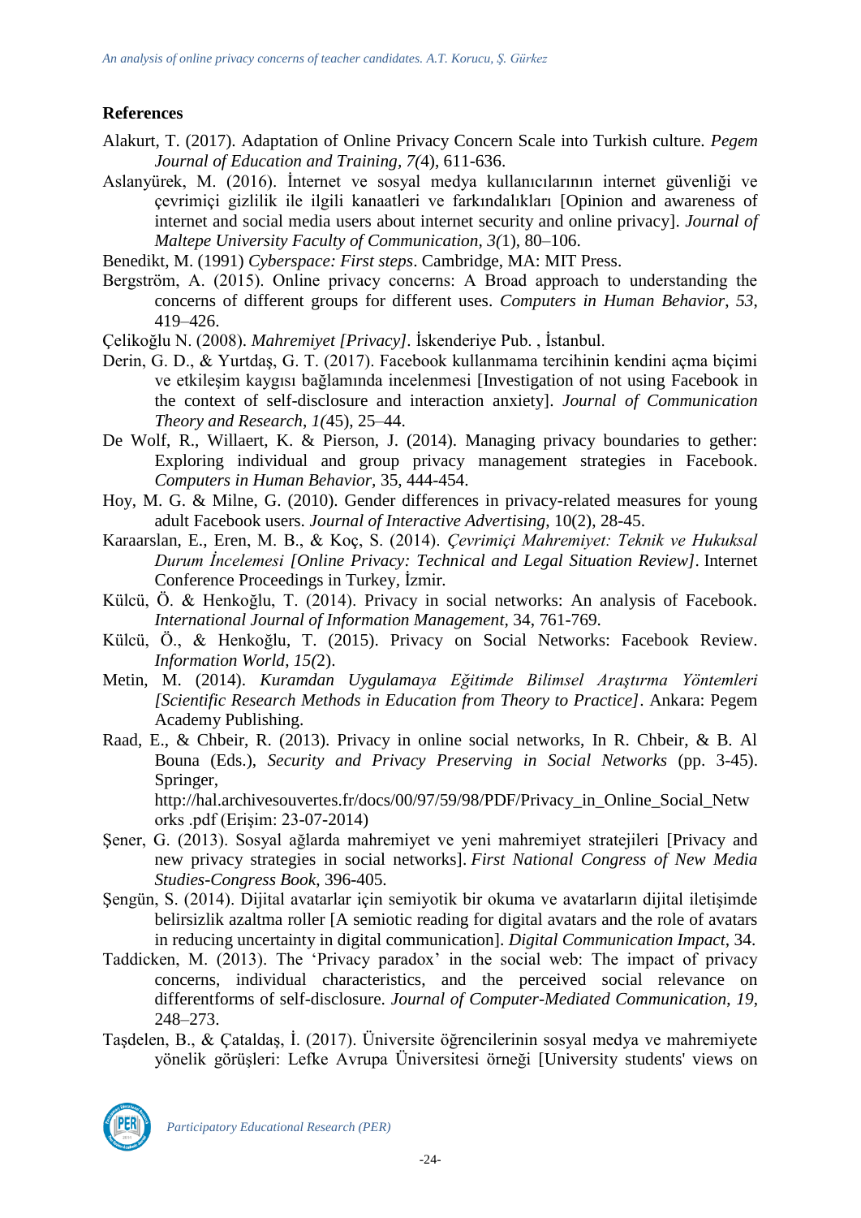## References

Alakurt, T. (2017). Adaptation of Online Privacy Concern Scale into Turkish culture. *Pegem Journal of Education and Training, 7(*4), 611-636.

Aslanyürek, M. (2016). İnternet ve sosyal medya kullanıcılarının internet güvenliği ve çevrimiçi gizlilik ile ilgili kanaatleri ve farkındalıkları [Opinion and awareness of internet and social media users about internet security and online privacy]. *Journal of Maltepe University Faculty of Communication, 3(*1), 80–106.

Benedikt, M. (1991) *Cyberspace: First steps*. Cambridge, MA: MIT Press.

Bergström, A. (2015). Online privacy concerns: A Broad approach to understanding the concerns of different groups for different uses. *Computers in Human Behavior*, *53*, 419–426.

Çelikoğlu N. (2008). *Mahremiyet [Privacy]*. İskenderiye Pub. , İstanbul.

Derin, G. D., & Yurtdaş, G. T. (2017). Facebook kullanmama tercihinin kendini açma biçimi ve etkileşim kaygısı bağlamında incelenmesi [Investigation of not using Facebook in the context of self-disclosure and interaction anxiety]. *Journal of Communication Theory and Research*, *1(*45), 25–44.

De Wolf, R., Willaert, K. & Pierson, J. (2014). Managing privacy boundaries to gether: Exploring individual and group privacy management strategies in Facebook. *Computers in Human Behavior*, 35, 444-454.

Hoy, M. G. & Milne, G. (2010). Gender differences in privacy-related measures for young adult Facebook users. *Journal of Interactive Advertising*, 10(2), 28-45.

Karaarslan, E., Eren, M. B., & Koç, S. (2014). *Çevrimiçi Mahremiyet: Teknik ve Hukuksal Durum İncelemesi [Online Privacy: Technical and Legal Situation Review]*. Internet Conference Proceedings in Turkey, İzmir.

Külcü, Ö. & Henkoğlu, T. (2014). Privacy in social networks: An analysis of Facebook. *International Journal of Information Management,* 34, 761-769.

Külcü, Ö., & Henkoğlu, T. (2015). Privacy on Social Networks: Facebook Review. *Information World*, *15(*2).

Metin, M. (2014). *Kuramdan Uygulamaya Eğitimde Bilimsel Araştırma Yöntemleri [Scientific Research Methods in Education from Theory to Practice]*. Ankara: Pegem Academy Publishing.

Raad, E., & Chbeir, R. (2013). Privacy in online social networks, In R. Chbeir, & B. Al Bouna (Eds.), *Security and Privacy Preserving in Social Networks* (pp. 3-45). Springer, http://hal.archivesouvertes.fr/docs/00/97/59/98/PDF/Privacy_in_Online_Social_Networks .pdf (Erişim: 23-07-2014)

Şener, G. (2013). Sosyal ağlarda mahremiyet ve yeni mahremiyet stratejileri [Privacy and new privacy strategies in social networks]. *First National Congress of New Media Studies-Congress Book*, 396-405.

Şengün, S. (2014). Dijital avatarlar için semiyotik bir okuma ve avatarların dijital iletişimde belirsizlik azaltma roller [A semiotic reading for digital avatars and the role of avatars in reducing uncertainty in digital communication]. *Digital Communication Impact*, 34.

Taddicken, M. (2013). The 'Privacy paradox' in the social web: The impact of privacy concerns, individual characteristics, and the perceived social relevance on differentforms of self-disclosure. *Journal of Computer-Mediated Communication*, *19*, 248–273.

Taşdelen, B., & Çataldaş, İ. (2017). Üniversite öğrencilerinin sosyal medya ve mahremiyete yönelik görüşleri: Lefke Avrupa Üniversitesi örneği [University students' views on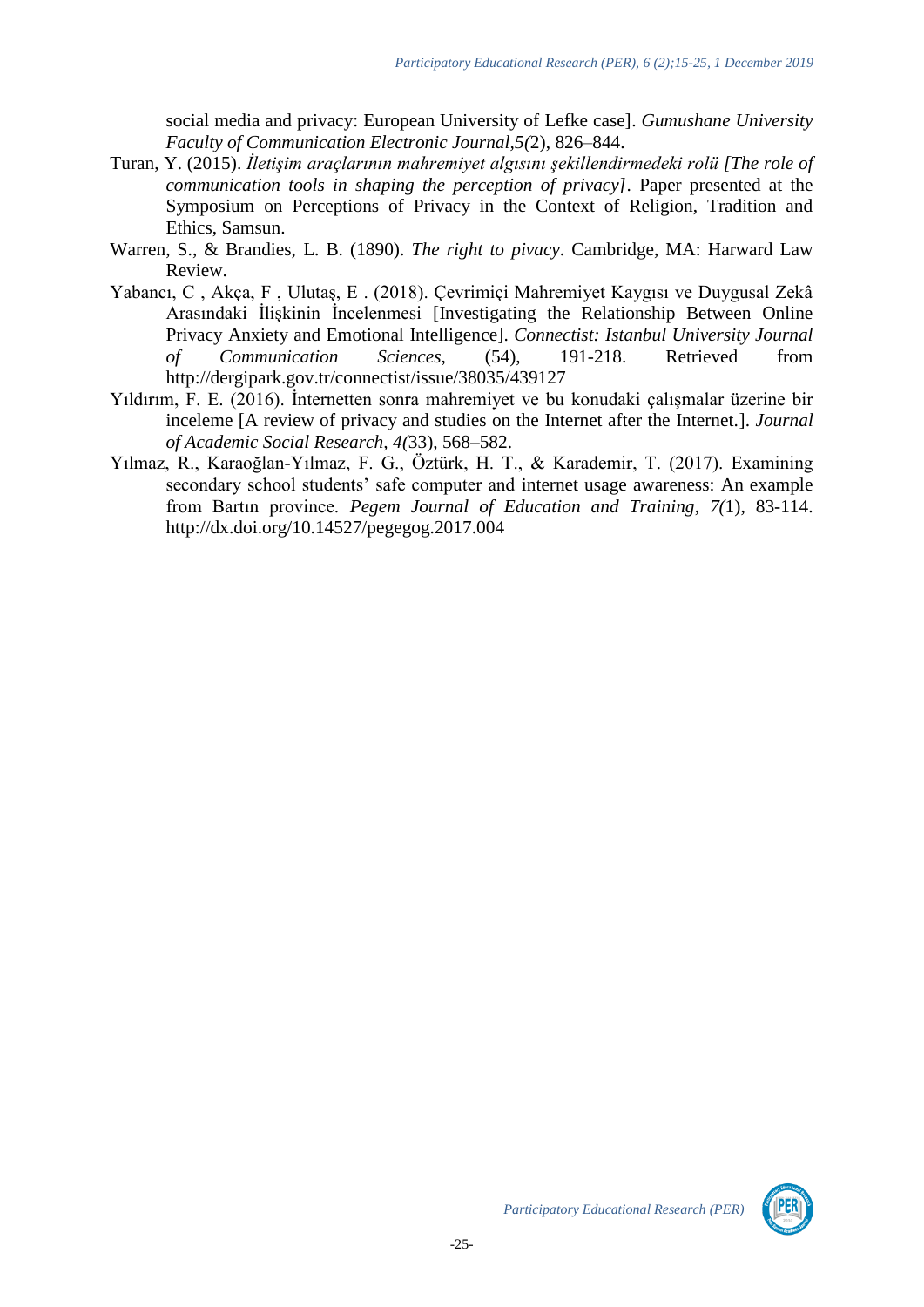social media and privacy: European University of Lefke case]. *Gumushane University Faculty of Communication Electronic Journal,5(*2), 826–844.

Turan, Y. (2015). *İletişim araçlarının mahremiyet algısını şekillendirmedeki rolü [The role of communication tools in shaping the perception of privacy]*. Paper presented at the Symposium on Perceptions of Privacy in the Context of Religion, Tradition and Ethics, Samsun.

Warren, S., & Brandies, L. B. (1890). *The right to pivacy*. Cambridge, MA: Harward Law Review.

Yabancı, C , Akça, F , Ulutaş, E . (2018). Çevrimiçi Mahremiyet Kaygısı ve Duygusal Zekâ Arasındaki İlişkinin İncelenmesi [Investigating the Relationship Between Online Privacy Anxiety and Emotional Intelligence]. *Connectist: Istanbul University Journal of Communication Sciences*, (54), 191-218. Retrieved from http://dergipark.gov.tr/connectist/issue/38035/439127

Yıldırım, F. E. (2016). İnternetten sonra mahremiyet ve bu konudaki çalışmalar üzerine bir inceleme [A review of privacy and studies on the Internet after the Internet.]. *Journal of Academic Social Research, 4(*33), 568–582.

Yılmaz, R., Karaoğlan-Yılmaz, F. G., Öztürk, H. T., & Karademir, T. (2017). Examining secondary school students' safe computer and internet usage awareness: An example from Bartın province. *Pegem Journal of Education and Training*, *7(*1), 83-114. http://dx.doi.org/10.14527/pegegog.2017.004